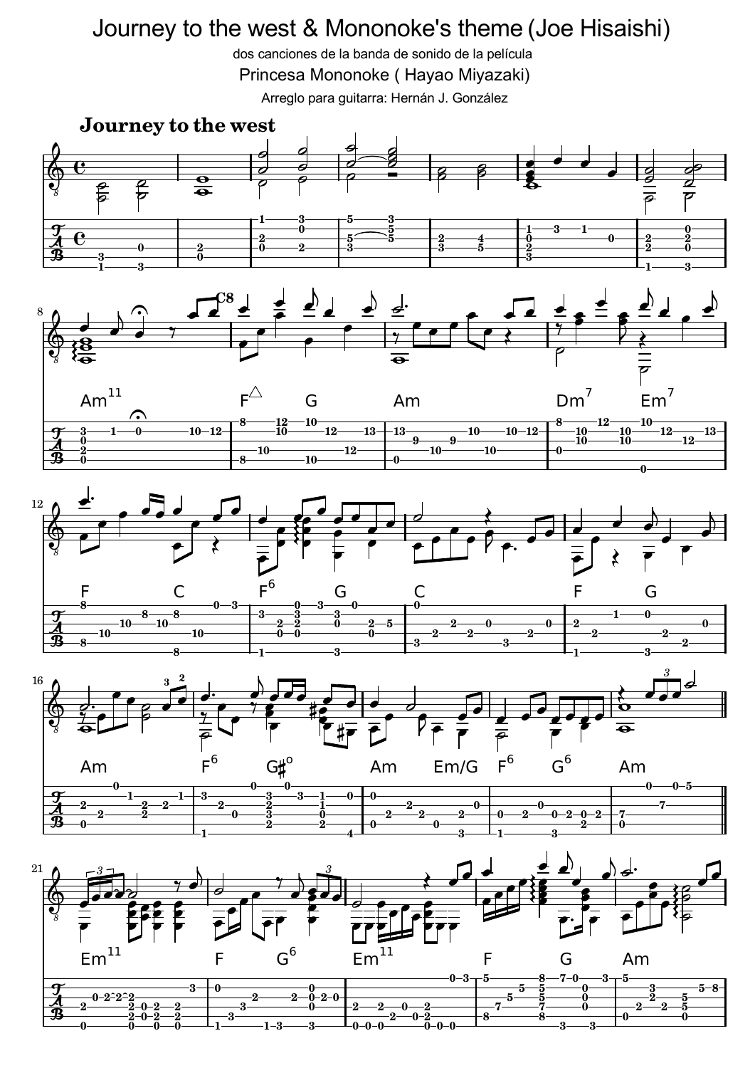# Journey to the west & Mononoke's theme (Joe Hisaishi)

dos canciones de la banda de sonido de la película

Princesa Mononoke ( Hayao Miyazaki)

Arreglo para guitarra: Hernán J. González

## Journey to the west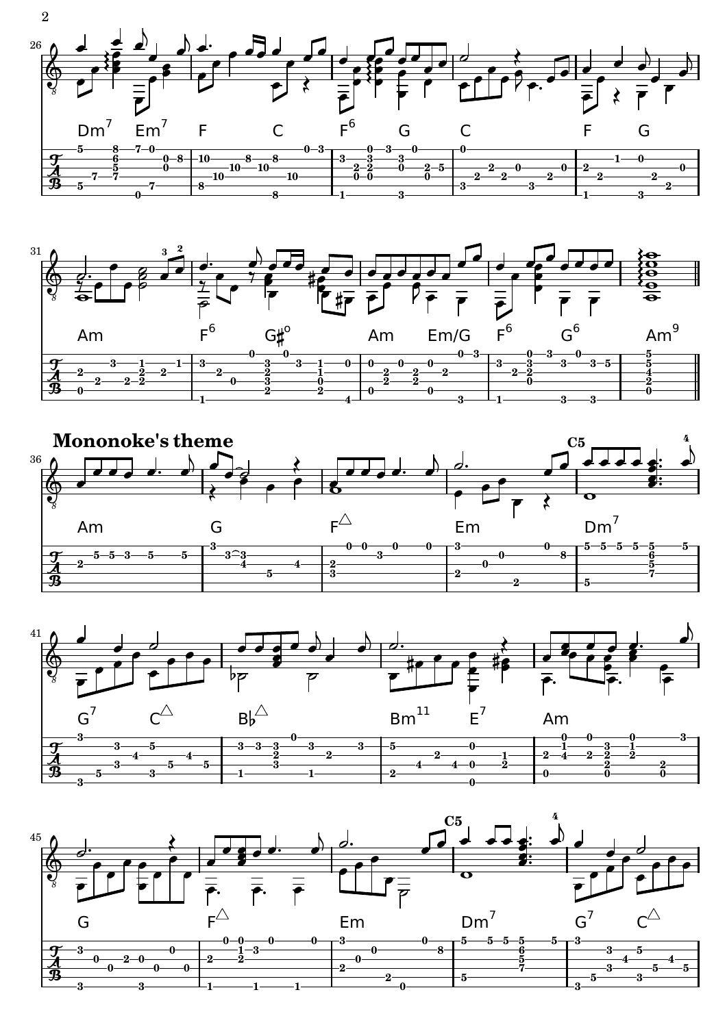## Mononoke's theme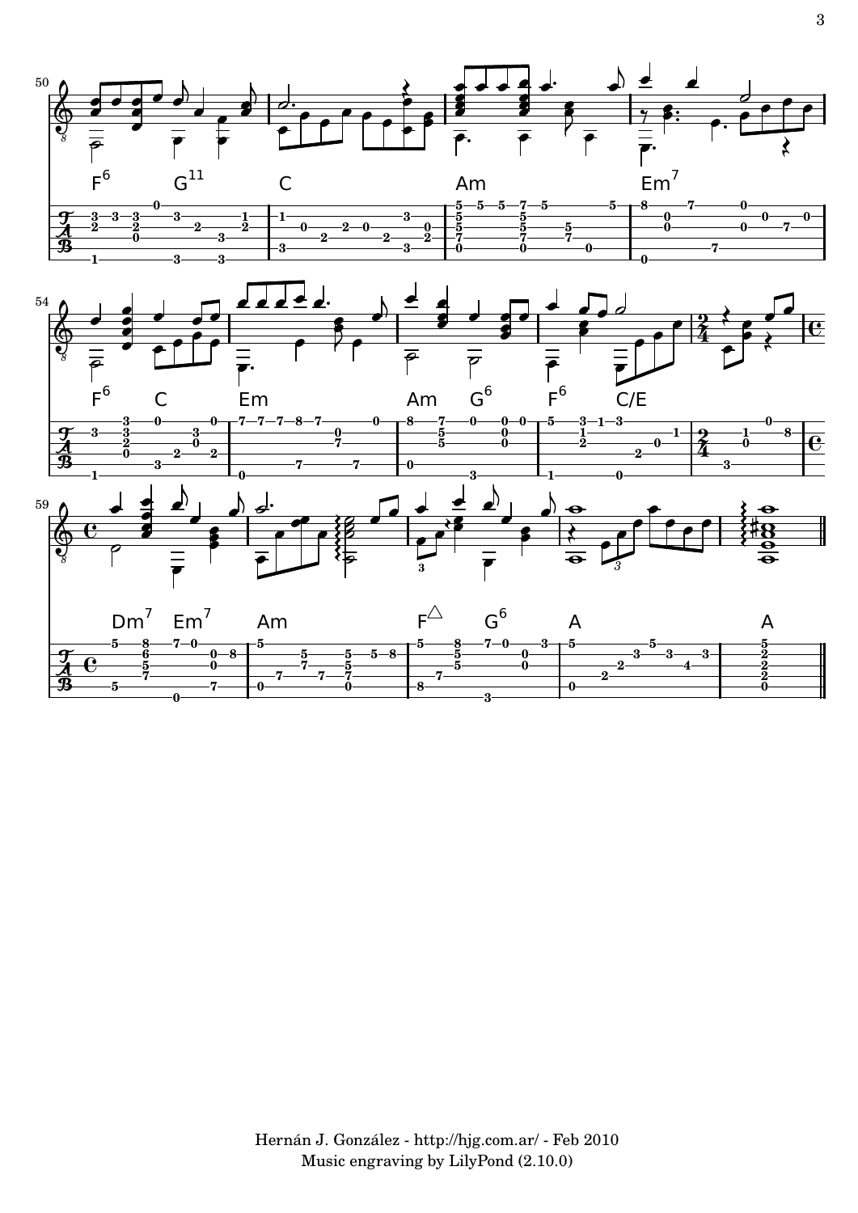Hernán J. González - http://hjg.com.ar/ - Feb 2010
Music engraving by LilyPond (2.10.0)